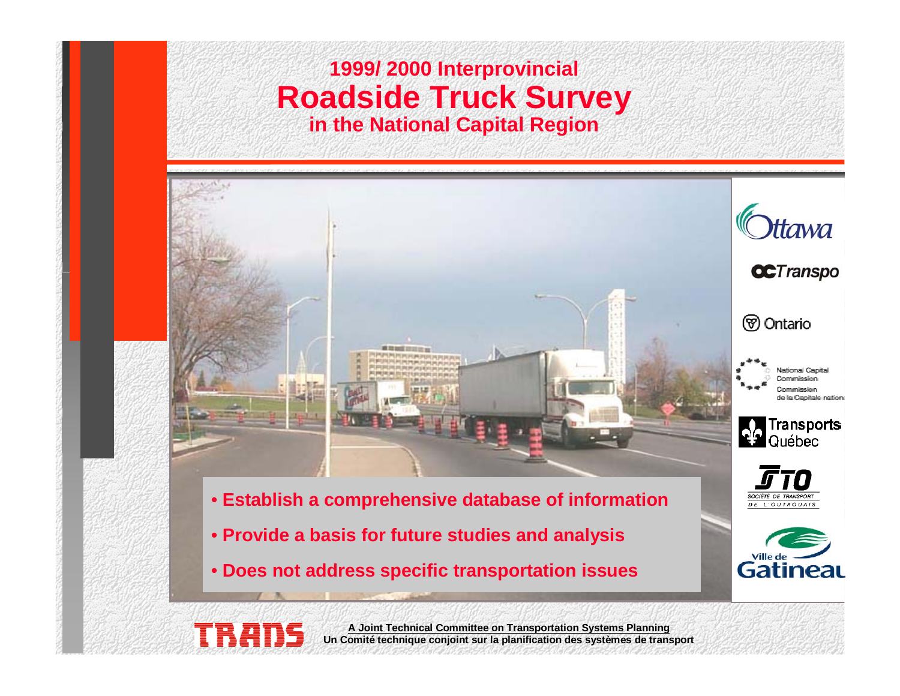# 1999/ 2000 Interprovincial
# Roadside Truck Survey
## in the National Capital Region

- **Establish a comprehensive database of information**
- **Provide a basis for future studies and analysis**
- **Does not address specific transportation issues**

Ottawa

OC Transpo

Ontario

National Capital Commission
Commission de la Capitale nationale

Transports Québec

STO
SOCIÉTÉ DE TRANSPORT DE L'OUTAOUAIS

Ville de Gatineau

TRANS

**A Joint Technical Committee on Transportation Systems Planning**
**Un Comité technique conjoint sur la planification des systèmes de transport**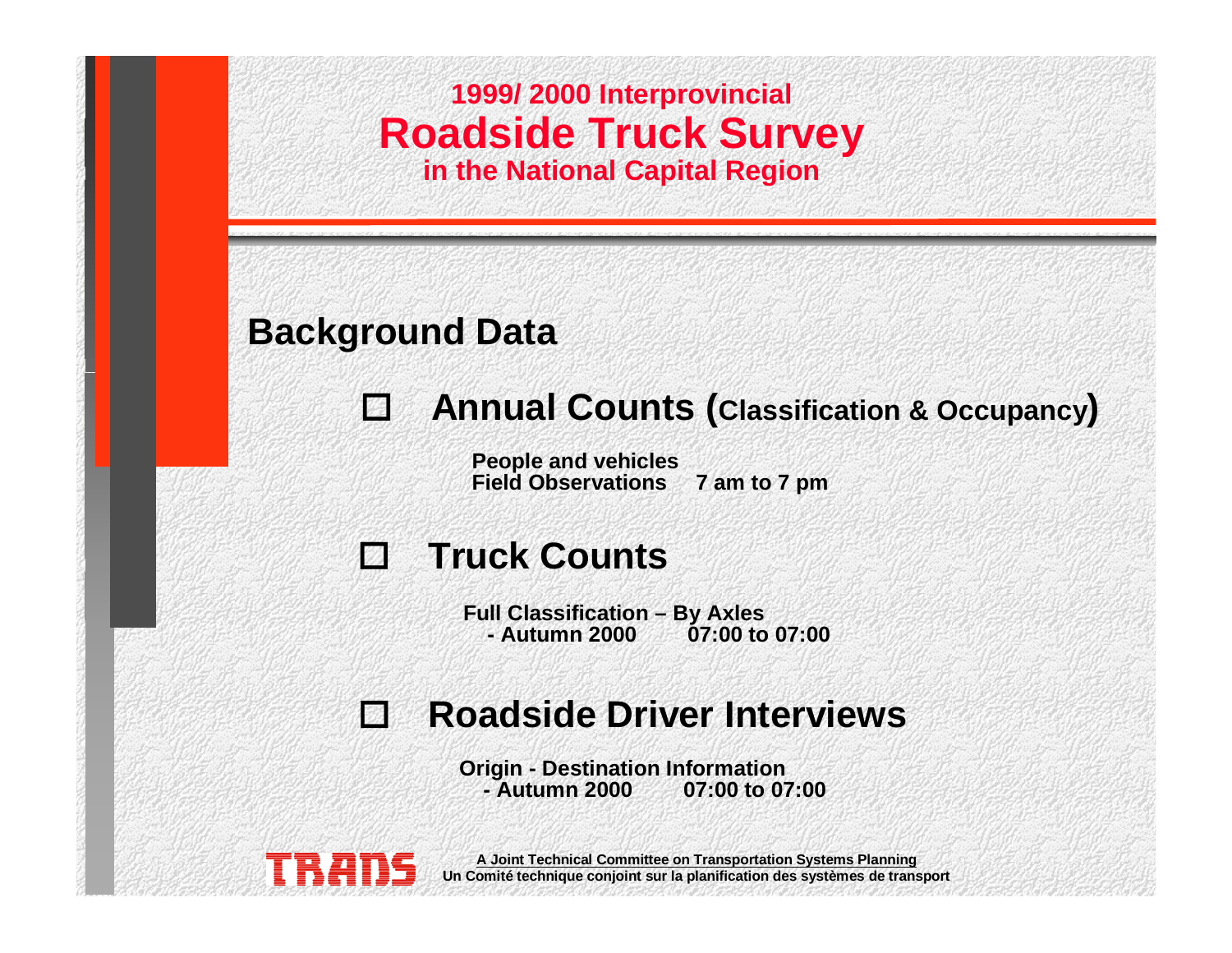# 1999/ 2000 Interprovincial
# Roadside Truck Survey
# in the National Capital Region

## Background Data

- **Annual Counts (Classification & Occupancy)**

  **People and vehicles**
  **Field Observations 7 am to 7 pm**

- **Truck Counts**

  **Full Classification – By Axles**
  **- Autumn 2000 07:00 to 07:00**

- **Roadside Driver Interviews**

  **Origin - Destination Information**
  **- Autumn 2000 07:00 to 07:00**

TRANS

A Joint Technical Committee on Transportation Systems Planning
Un Comité technique conjoint sur la planification des systèmes de transport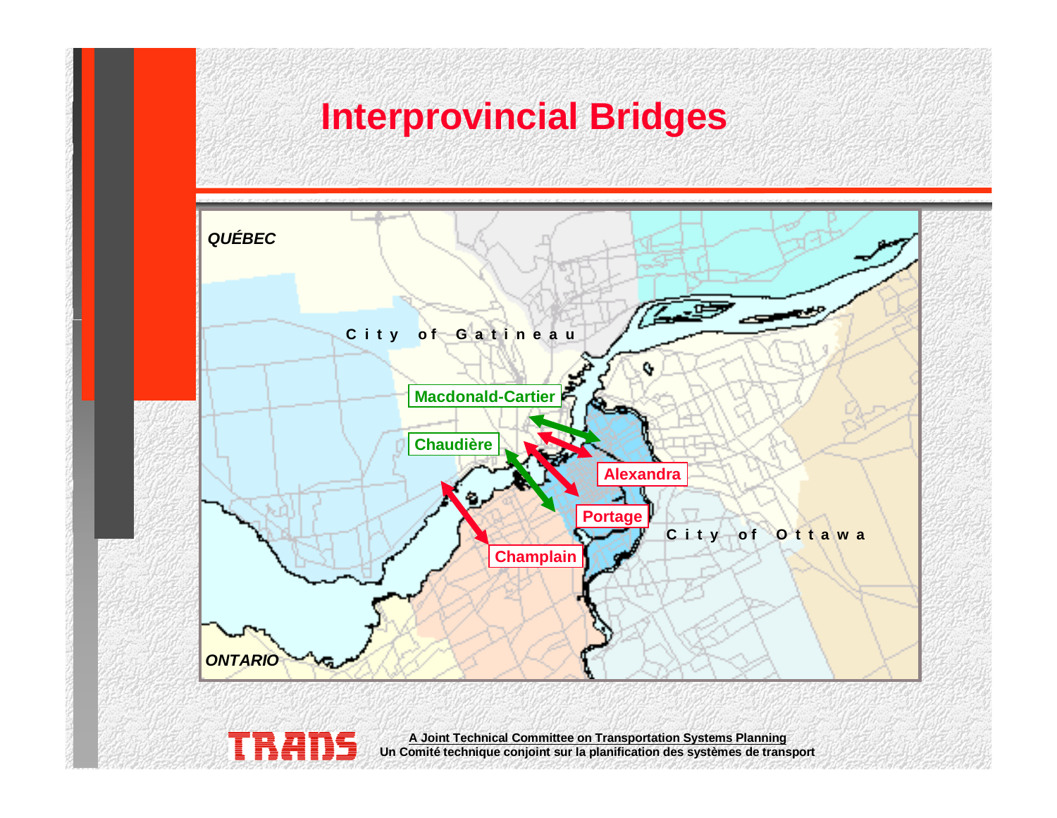# Interprovincial Bridges

QUÉBEC

City of Gatineau

Macdonald-Cartier

Chaudière

Alexandra

Portage

Champlain

City of Ottawa

ONTARIO

TRANS

A Joint Technical Committee on Transportation Systems Planning
Un Comité technique conjoint sur la planification des systèmes de transport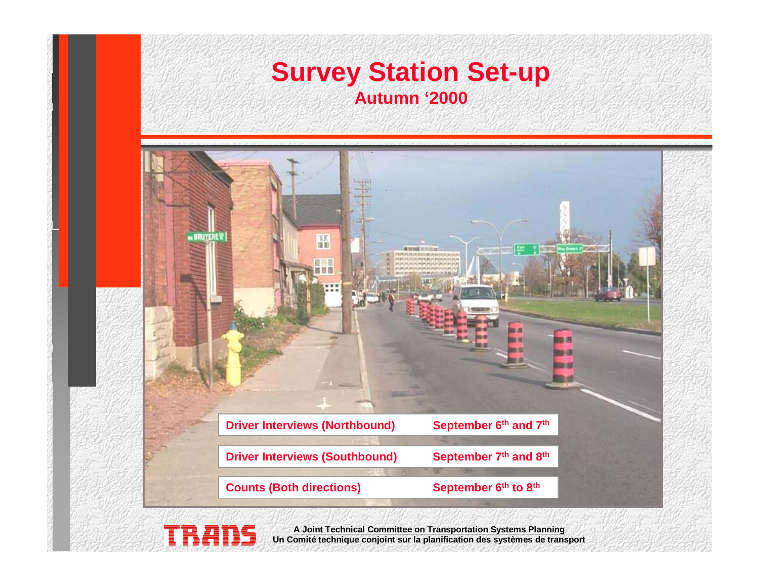# Survey Station Set-up

## Autumn '2000

| | |
|---|---|
| Driver Interviews (Northbound) | September 6th and 7th |
| Driver Interviews (Southbound) | September 7th and 8th |
| Counts (Both directions) | September 6th to 8th |

A Joint Technical Committee on Transportation Systems Planning
Un Comité technique conjoint sur la planification des systèmes de transport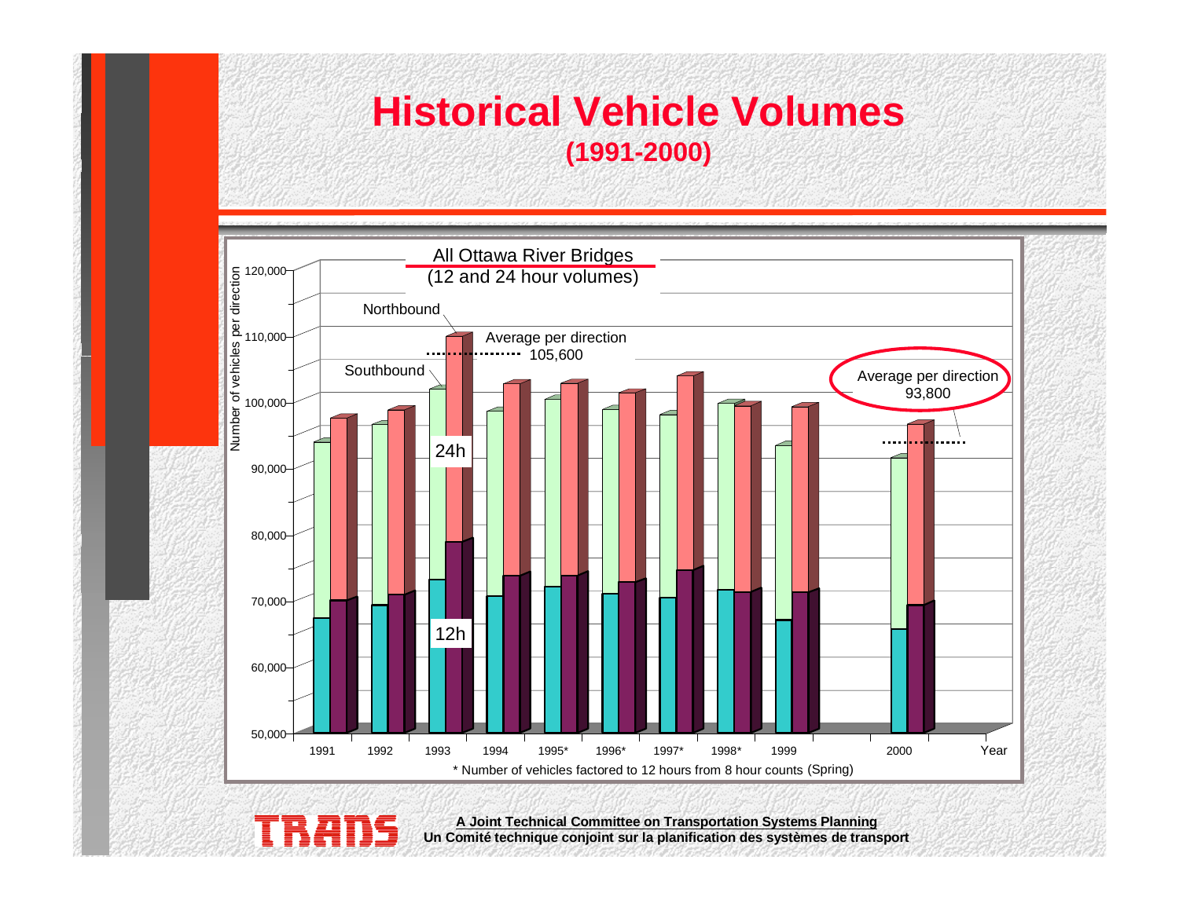# Historical Vehicle Volumes

**(1991-2000)**

All Ottawa River Bridges
(12 and 24 hour volumes)

Number of vehicles per direction

120,000
110,000
100,000
90,000
80,000
70,000
60,000
50,000

Northbound

Southbound

Average per direction 105,600

Average per direction 93,800

24h

12h

1991 1992 1993 1994 1995* 1996* 1997* 1998* 1999 2000 Year

\* Number of vehicles factored to 12 hours from 8 hour counts (Spring)

**A Joint Technical Committee on Transportation Systems Planning**
**Un Comité technique conjoint sur la planification des systèmes de transport**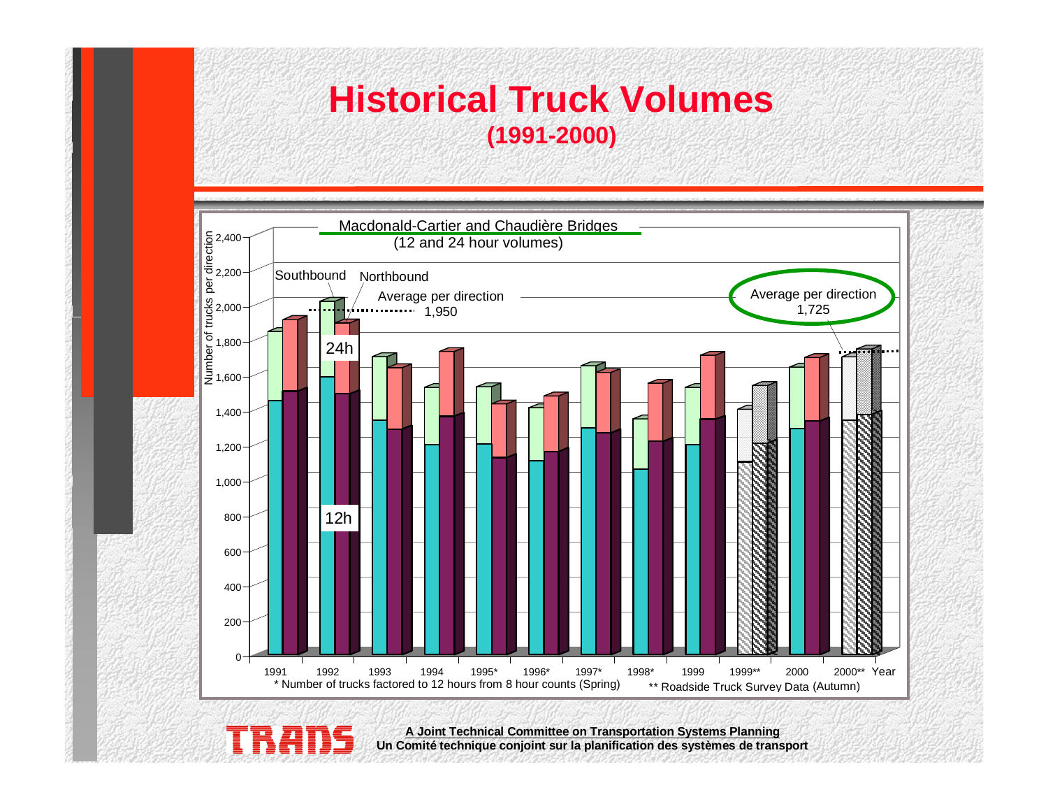# Historical Truck Volumes

## (1991-2000)

Macdonald-Cartier and Chaudière Bridges

(12 and 24 hour volumes)

Number of trucks per direction

Southbound | Northbound

Average per direction 1,950

Average per direction 1,725

24h

12h

2,400
2,200
2,000
1,800
1,600
1,400
1,200
1,000
800
600
400
200
0

1991 | 1992 | 1993 | 1994 | 1995* | 1996* | 1997* | 1998* | 1999 | 1999** | 2000 | 2000** | Year

\* Number of trucks factored to 12 hours from 8 hour counts (Spring)

\*\* Roadside Truck Survey Data (Autumn)

TRANS

**A Joint Technical Committee on Transportation Systems Planning**

**Un Comité technique conjoint sur la planification des systèmes de transport**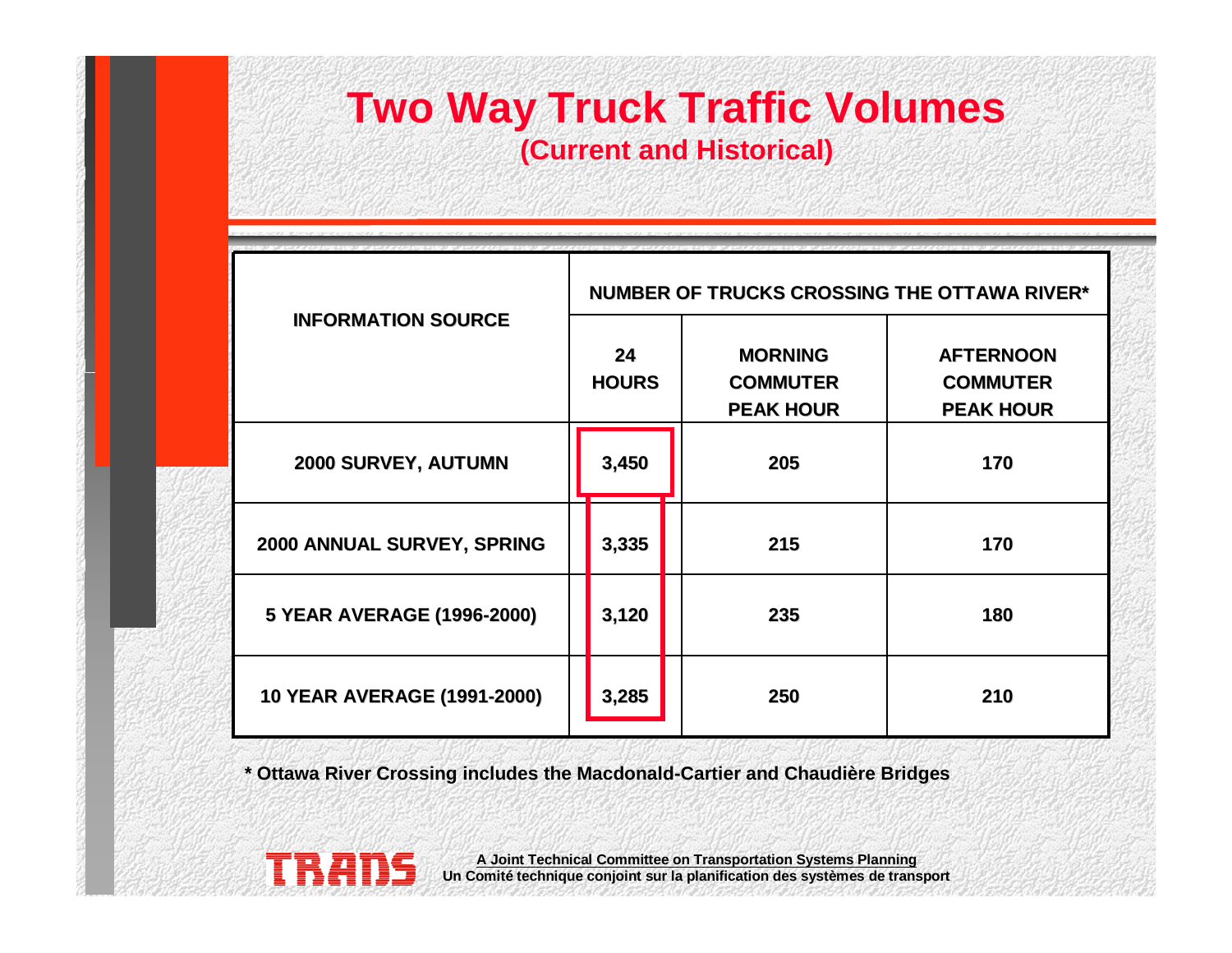# Two Way Truck Traffic Volumes

## (Current and Historical)

| INFORMATION SOURCE | NUMBER OF TRUCKS CROSSING THE OTTAWA RIVER* | | |
|---|---|---|---|
| | 24 HOURS | MORNING COMMUTER PEAK HOUR | AFTERNOON COMMUTER PEAK HOUR |
| 2000 SURVEY, AUTUMN | 3,450 | 205 | 170 |
| 2000 ANNUAL SURVEY, SPRING | 3,335 | 215 | 170 |
| 5 YEAR AVERAGE (1996-2000) | 3,120 | 235 | 180 |
| 10 YEAR AVERAGE (1991-2000) | 3,285 | 250 | 210 |

* Ottawa River Crossing includes the Macdonald-Cartier and Chaudière Bridges

TRANS

A Joint Technical Committee on Transportation Systems Planning
Un Comité technique conjoint sur la planification des systèmes de transport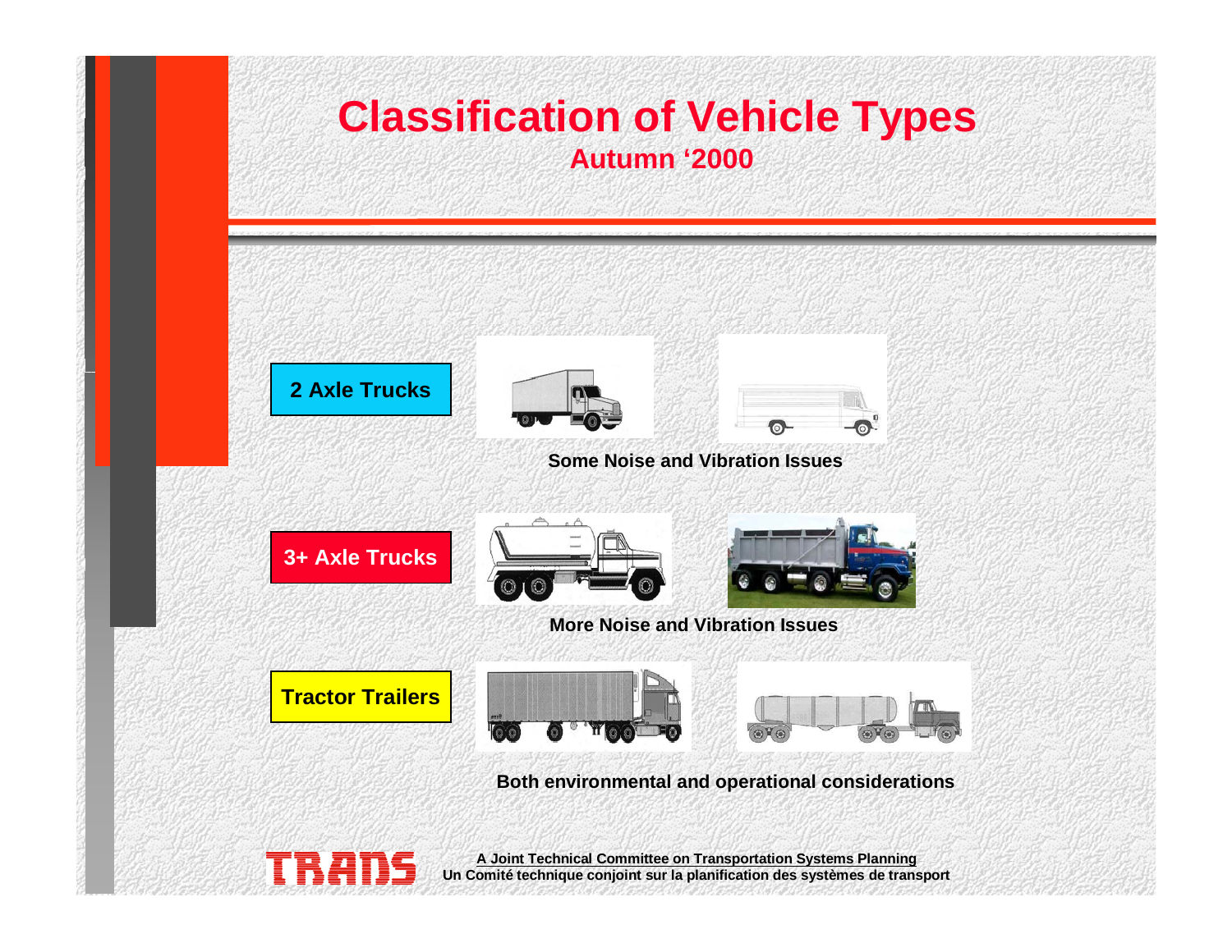# Classification of Vehicle Types

**Autumn '2000**

**2 Axle Trucks**

**Some Noise and Vibration Issues**

**3+ Axle Trucks**

**More Noise and Vibration Issues**

**Tractor Trailers**

**Both environmental and operational considerations**

**A Joint Technical Committee on Transportation Systems Planning**
**Un Comité technique conjoint sur la planification des systèmes de transport**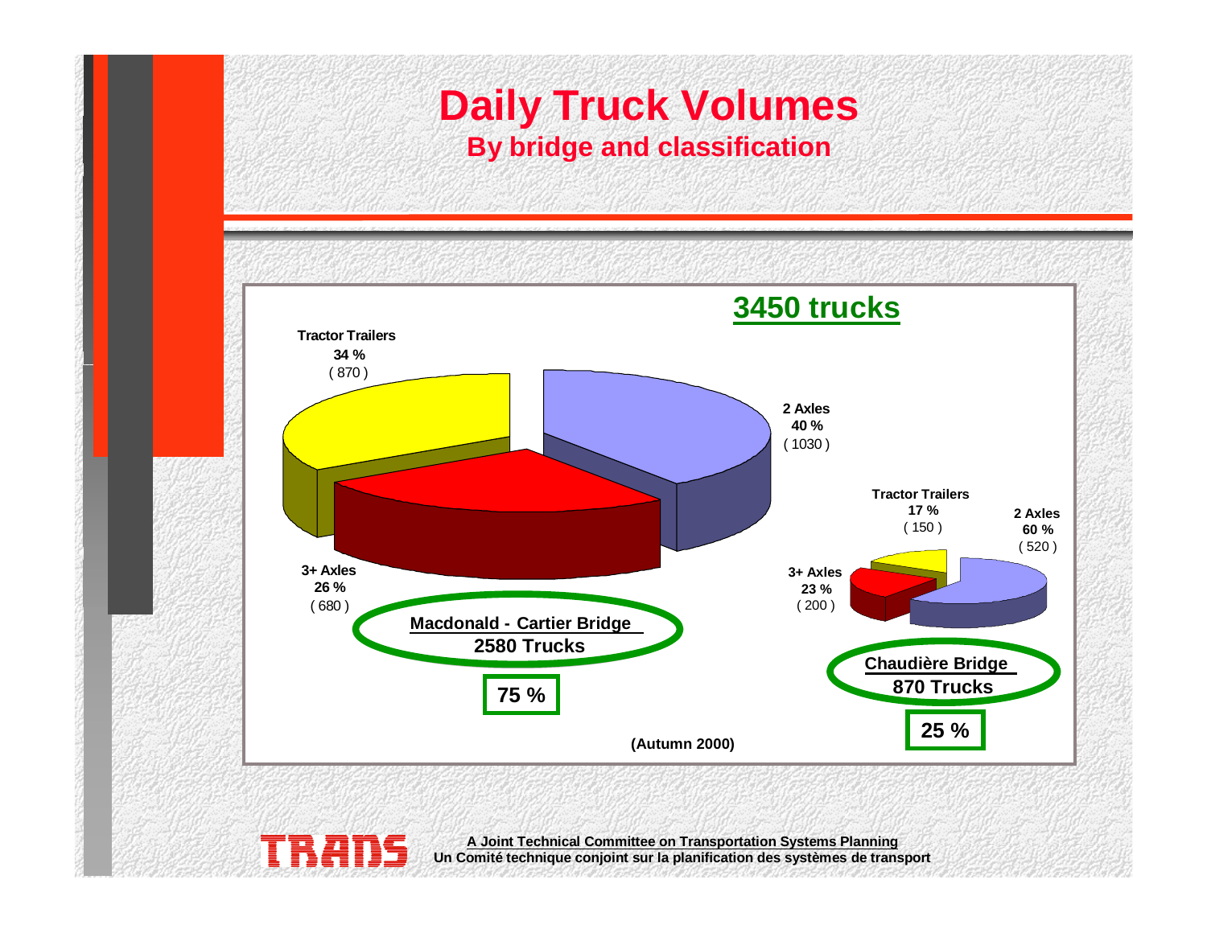# Daily Truck Volumes

## By bridge and classification

**3450 trucks**

**Macdonald - Cartier Bridge**
**2580 Trucks**
**75 %**

- **2 Axles** **40 %** ( 1030 )
- **Tractor Trailers** **34 %** ( 870 )
- **3+ Axles** **26 %** ( 680 )

**Chaudière Bridge**
**870 Trucks**
**25 %**

- **2 Axles** **60 %** ( 520 )
- **Tractor Trailers** **17 %** ( 150 )
- **3+ Axles** **23 %** ( 200 )

**(Autumn 2000)**

TRANS

**A Joint Technical Committee on Transportation Systems Planning**
**Un Comité technique conjoint sur la planification des systèmes de transport**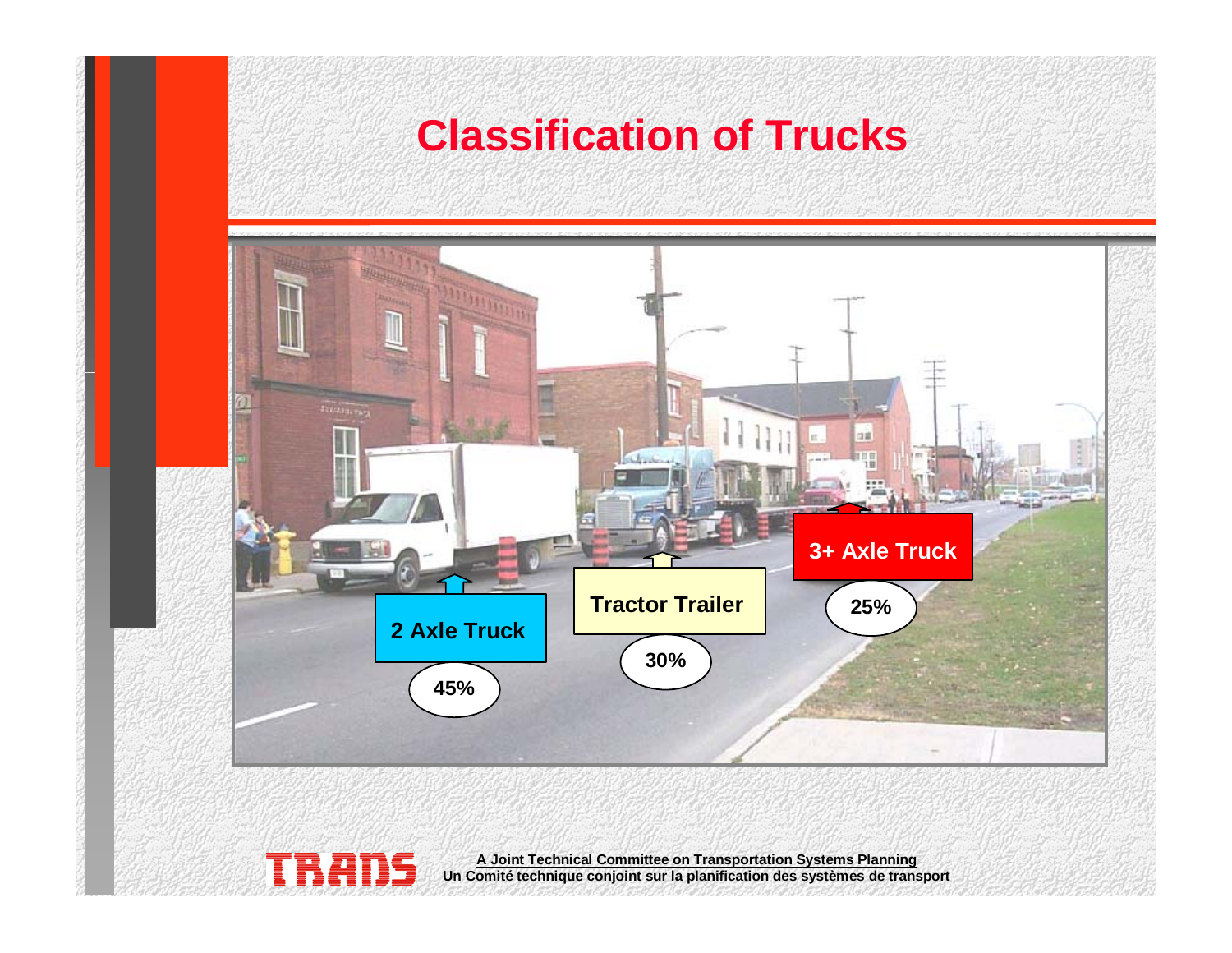# Classification of Trucks

2 Axle Truck — 45%

Tractor Trailer — 30%

3+ Axle Truck — 25%

A Joint Technical Committee on Transportation Systems Planning
Un Comité technique conjoint sur la planification des systèmes de transport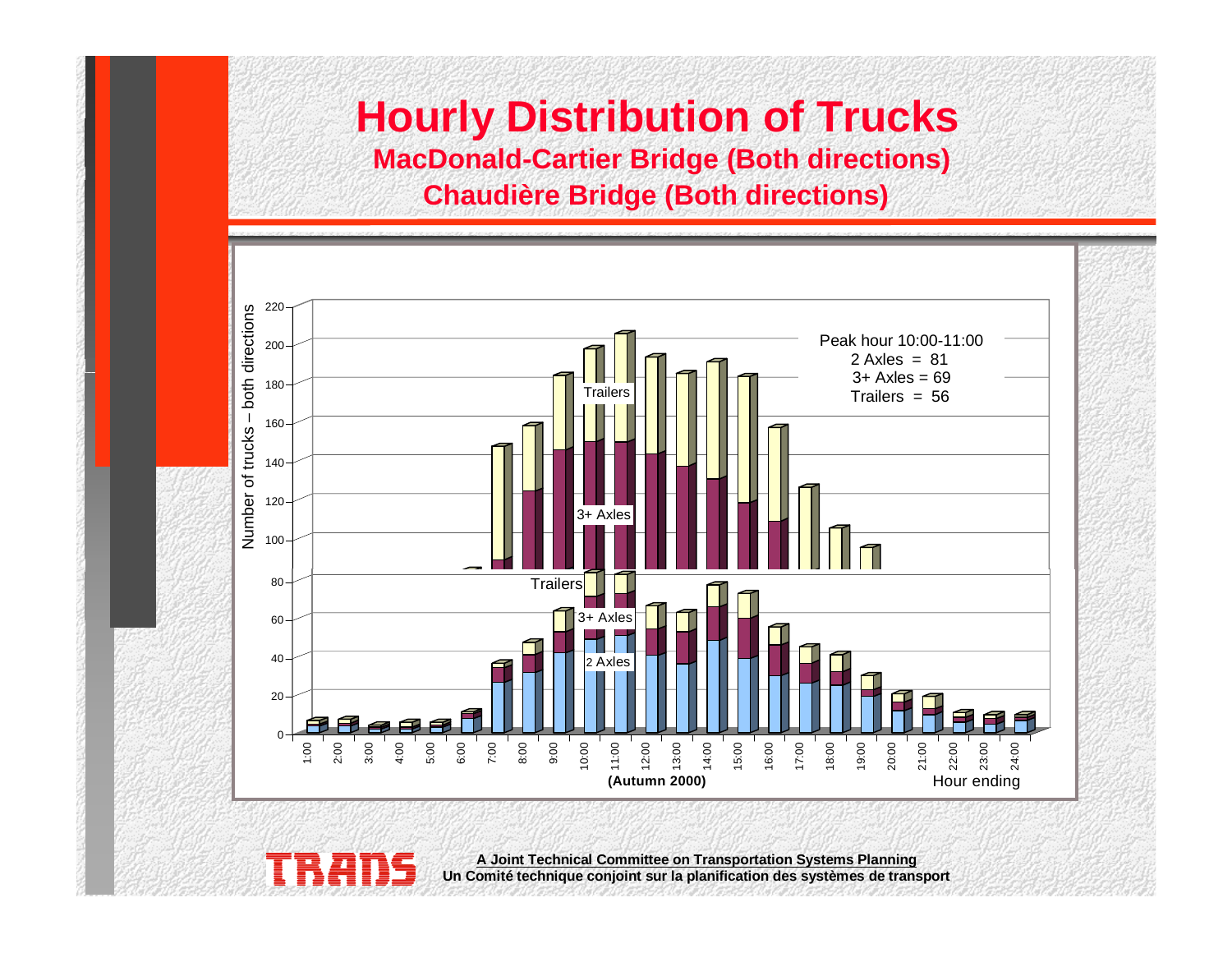# Hourly Distribution of Trucks

**MacDonald-Cartier Bridge (Both directions)**

**Chaudière Bridge (Both directions)**

Peak hour 10:00-11:00
2 Axles = 81
3+ Axles = 69
Trailers = 56

Number of trucks – both directions

Trailers
3+ Axles
2 Axles

**(Autumn 2000)**

Hour ending

**A Joint Technical Committee on Transportation Systems Planning**
**Un Comité technique conjoint sur la planification des systèmes de transport**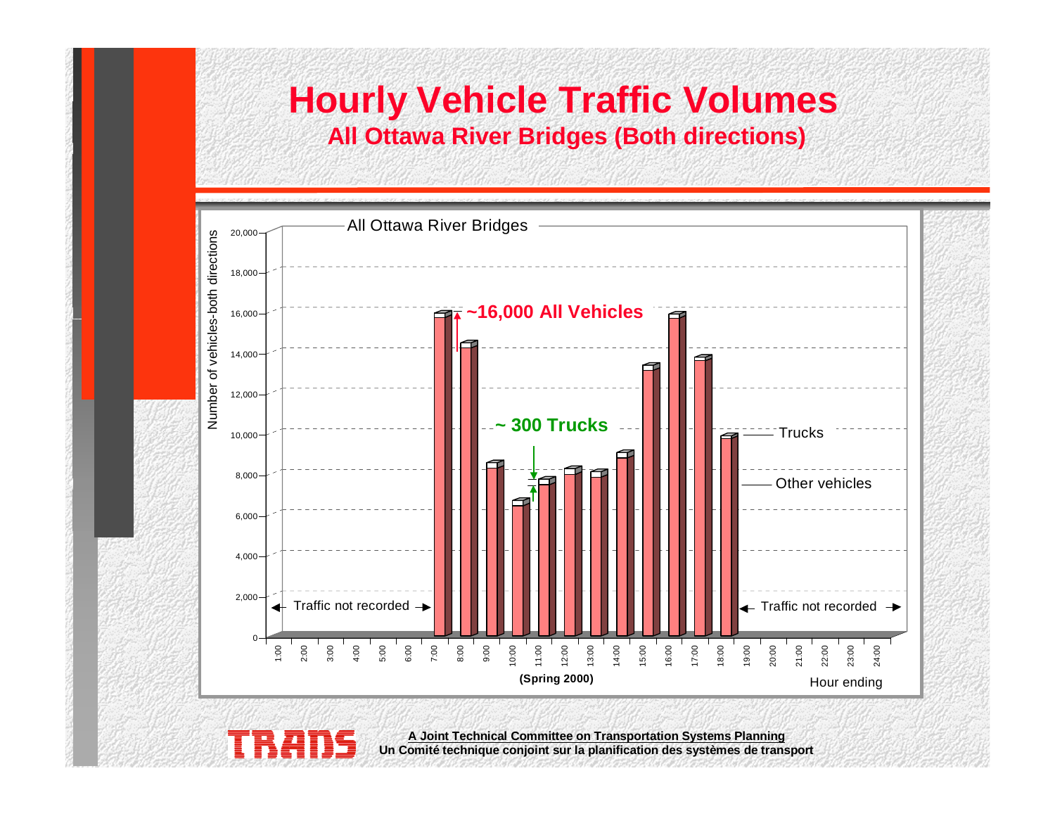# Hourly Vehicle Traffic Volumes

## All Ottawa River Bridges (Both directions)

All Ottawa River Bridges

Number of vehicles-both directions

20,000
18,000
16,000
14,000
12,000
10,000
8,000
6,000
4,000
2,000
0

**~16,000 All Vehicles**

**~ 300 Trucks**

Trucks

Other vehicles

Traffic not recorded

Traffic not recorded

1:00 2:00 3:00 4:00 5:00 6:00 7:00 8:00 9:00 10:00 11:00 12:00 13:00 14:00 15:00 16:00 17:00 18:00 19:00 20:00 21:00 22:00 23:00 24:00

**(Spring 2000)**

Hour ending

**A Joint Technical Committee on Transportation Systems Planning**
**Un Comité technique conjoint sur la planification des systèmes de transport**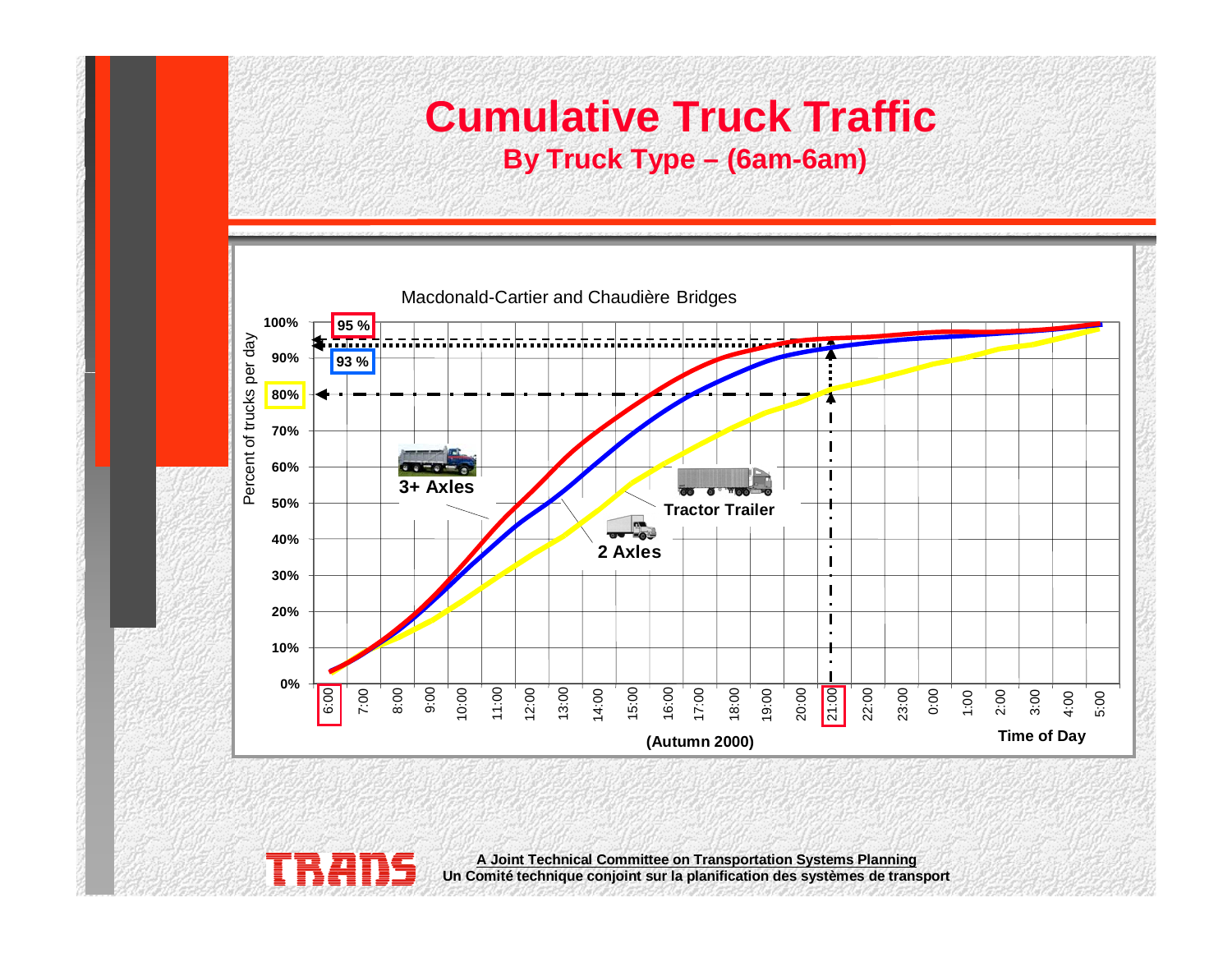# Cumulative Truck Traffic

## By Truck Type – (6am-6am)

Macdonald-Cartier and Chaudière Bridges

Percent of trucks per day

100%, 90%, 80%, 70%, 60%, 50%, 40%, 30%, 20%, 10%, 0%

95 %

93 %

80%

3+ Axles

Tractor Trailer

2 Axles

6:00, 7:00, 8:00, 9:00, 10:00, 11:00, 12:00, 13:00, 14:00, 15:00, 16:00, 17:00, 18:00, 19:00, 20:00, 21:00, 22:00, 23:00, 0:00, 1:00, 2:00, 3:00, 4:00, 5:00

(Autumn 2000)

Time of Day

TRANS

A Joint Technical Committee on Transportation Systems Planning

Un Comité technique conjoint sur la planification des systèmes de transport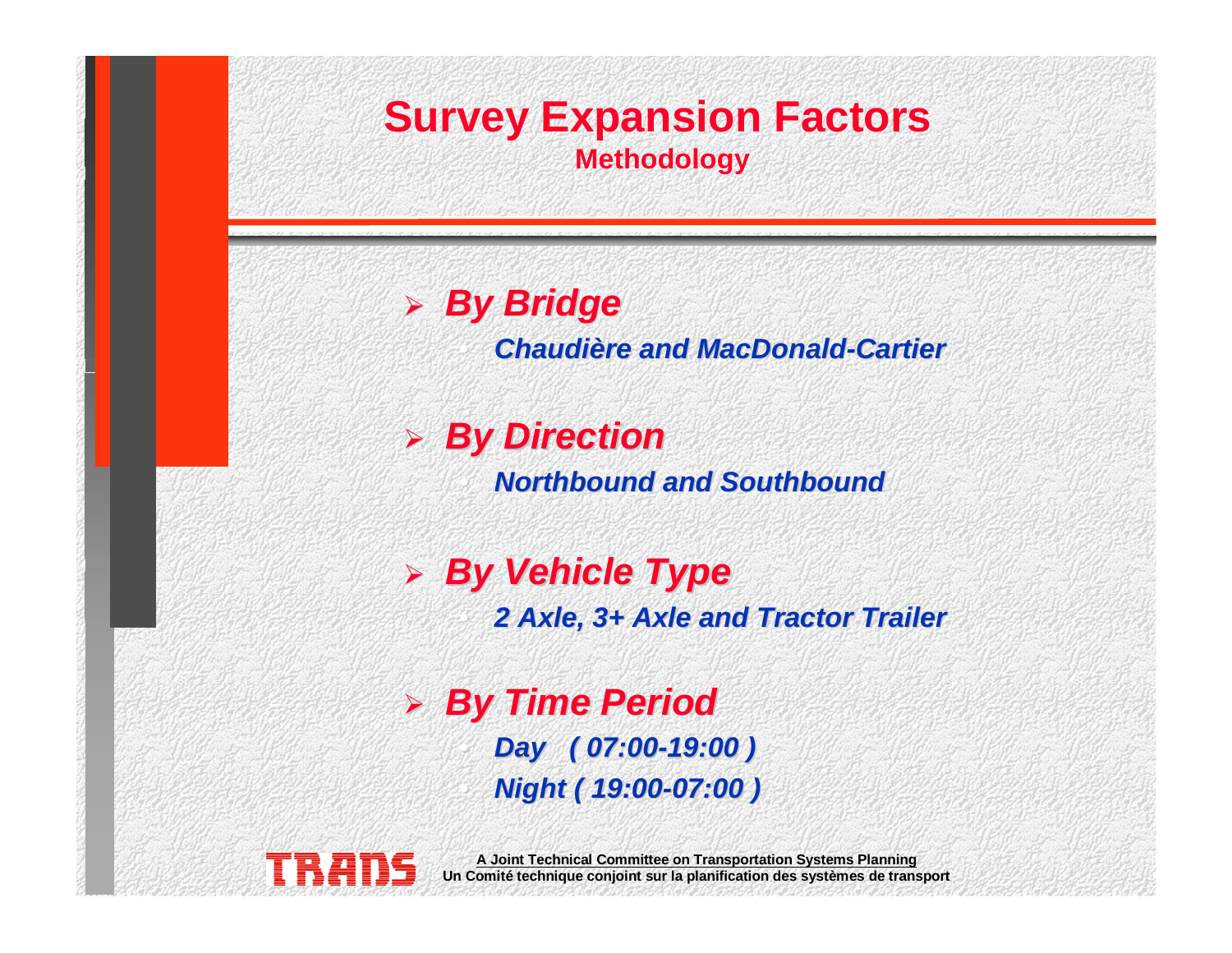# Survey Expansion Factors

## Methodology

- ***By Bridge***
  - ***Chaudière and MacDonald-Cartier***
- ***By Direction***
  - ***Northbound and Southbound***
- ***By Vehicle Type***
  - ***2 Axle, 3+ Axle and Tractor Trailer***
- ***By Time Period***
  - ***Day ( 07:00-19:00 )***
  - ***Night ( 19:00-07:00 )***

TRANS

**A Joint Technical Committee on Transportation Systems Planning**
**Un Comité technique conjoint sur la planification des systèmes de transport**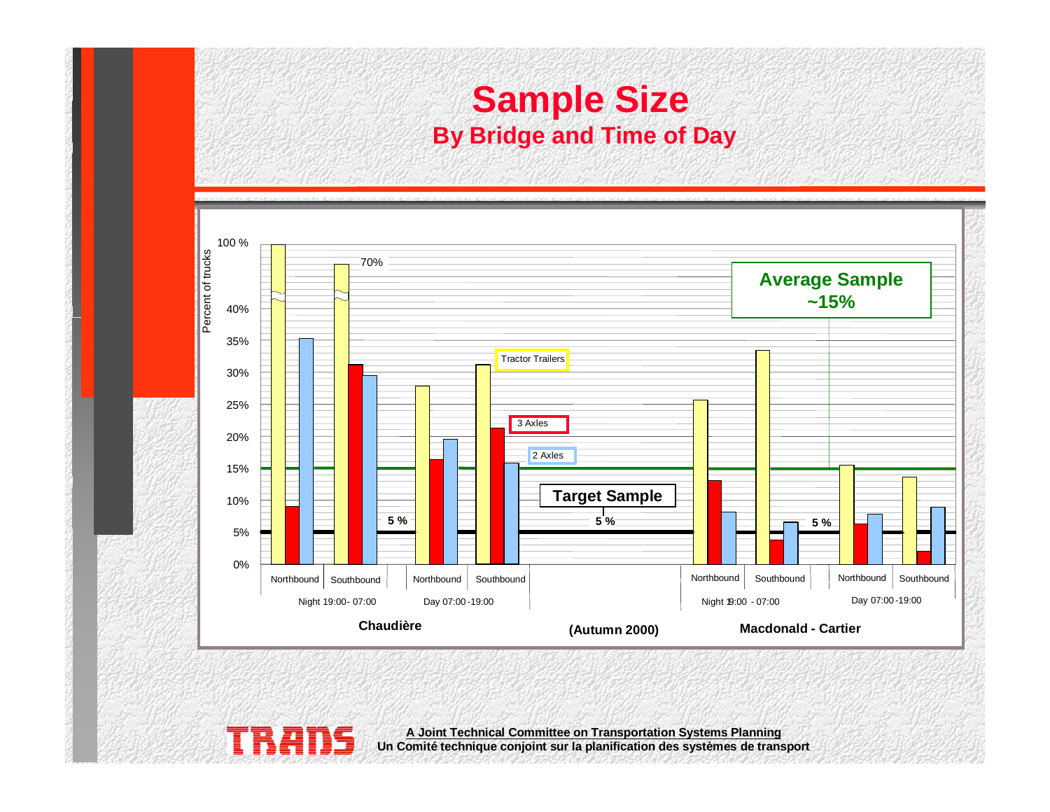# Sample Size

## By Bridge and Time of Day

Percent of trucks

100 %

70%

40%

35%

30%

25%

20%

15%

10%

5%

0%

**Average Sample ~15%**

Tractor Trailers

3 Axles

2 Axles

**Target Sample**

**5 %**

**5 %**

**5 %**

| Northbound | Southbound | Northbound | Southbound | Northbound | Southbound | Northbound | Southbound |
|---|---|---|---|---|---|---|---|
| Night 19:00- 07:00 | | Day 07:00 -19:00 | | Night 19:00 - 07:00 | | Day 07:00 -19:00 | |
| **Chaudière** | | | | **Macdonald - Cartier** | | | |

**(Autumn 2000)**

**A Joint Technical Committee on Transportation Systems Planning**
**Un Comité technique conjoint sur la planification des systèmes de transport**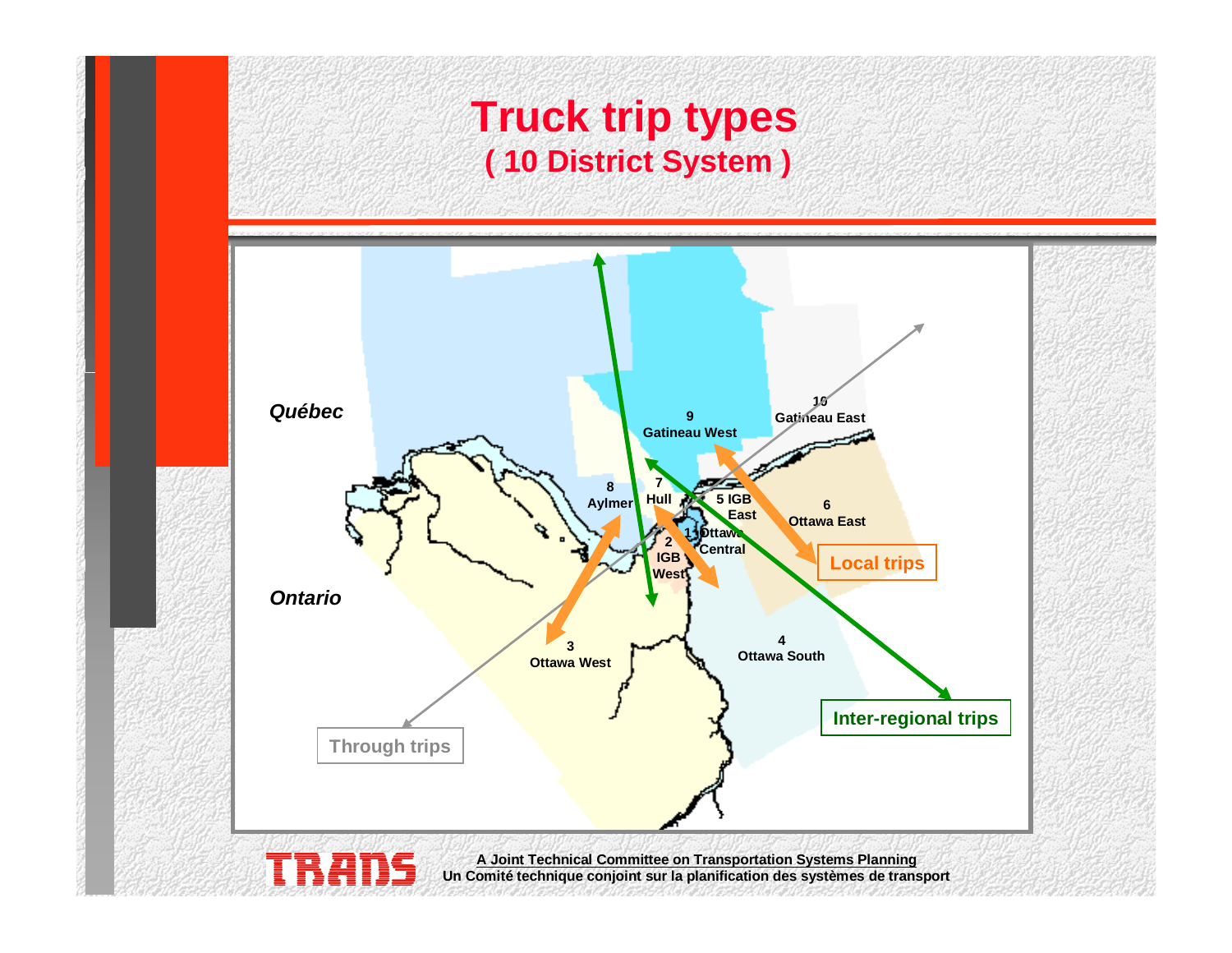# Truck trip types
## ( 10 District System )

*Québec*

*Ontario*

1 Ottawa Central

2 IGB West

3 Ottawa West

4 Ottawa South

5 IGB East

6 Ottawa East

7 Hull

8 Aylmer

9 Gatineau West

10 Gatineau East

Local trips

Inter-regional trips

Through trips

A Joint Technical Committee on Transportation Systems Planning
Un Comité technique conjoint sur la planification des systèmes de transport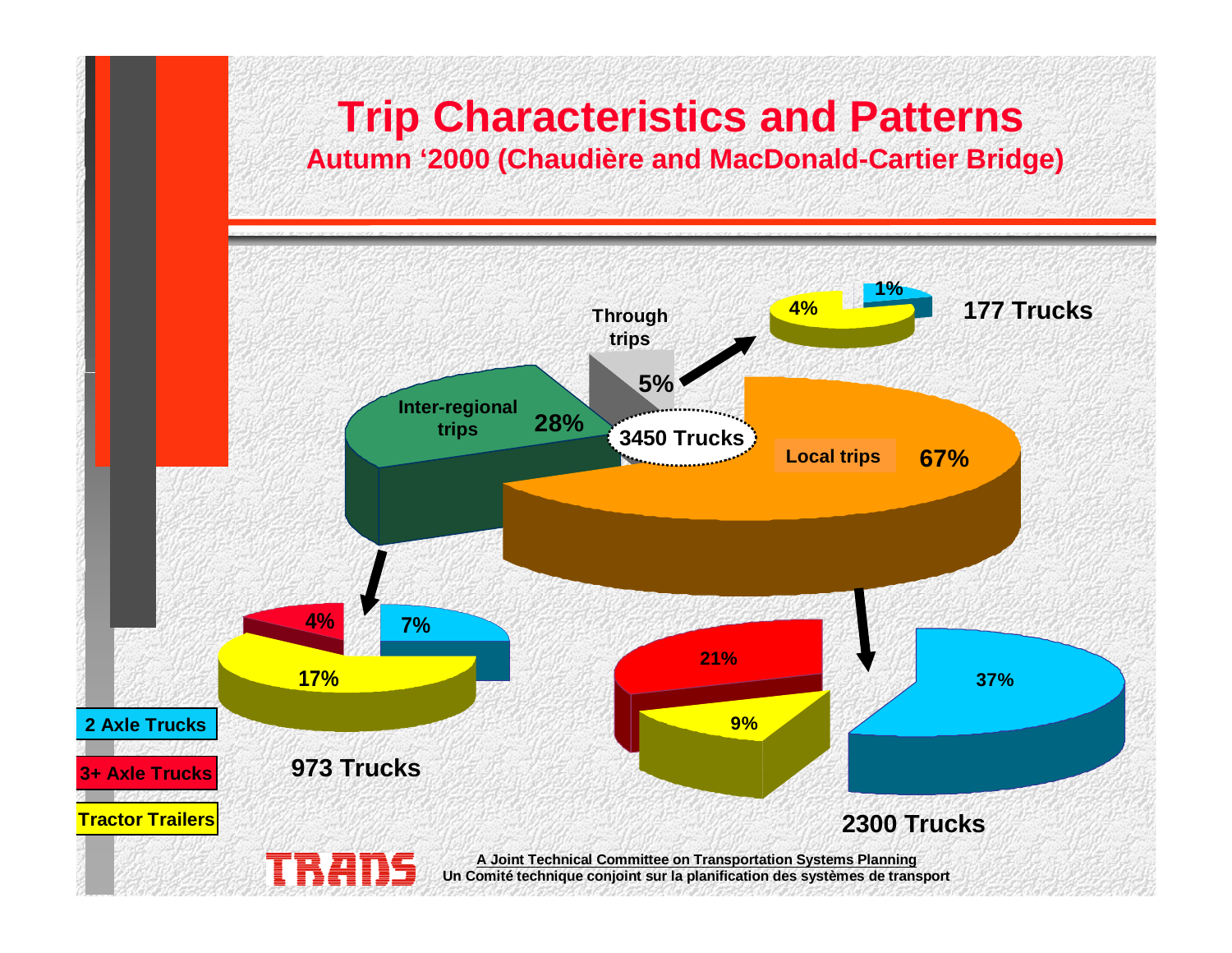# Trip Characteristics and Patterns

## Autumn '2000 (Chaudière and MacDonald-Cartier Bridge)

**3450 Trucks**

- Local trips 67%
- Inter-regional trips 28%
- Through trips 5%

**177 Trucks** (Through trips)

- 4%
- 1%

**973 Trucks** (Inter-regional trips)

- 7%
- 4%
- 17%

**2300 Trucks** (Local trips)

- 37%
- 21%
- 9%

Legend:

- 2 Axle Trucks
- 3+ Axle Trucks
- Tractor Trailers

TRANS

A Joint Technical Committee on Transportation Systems Planning
Un Comité technique conjoint sur la planification des systèmes de transport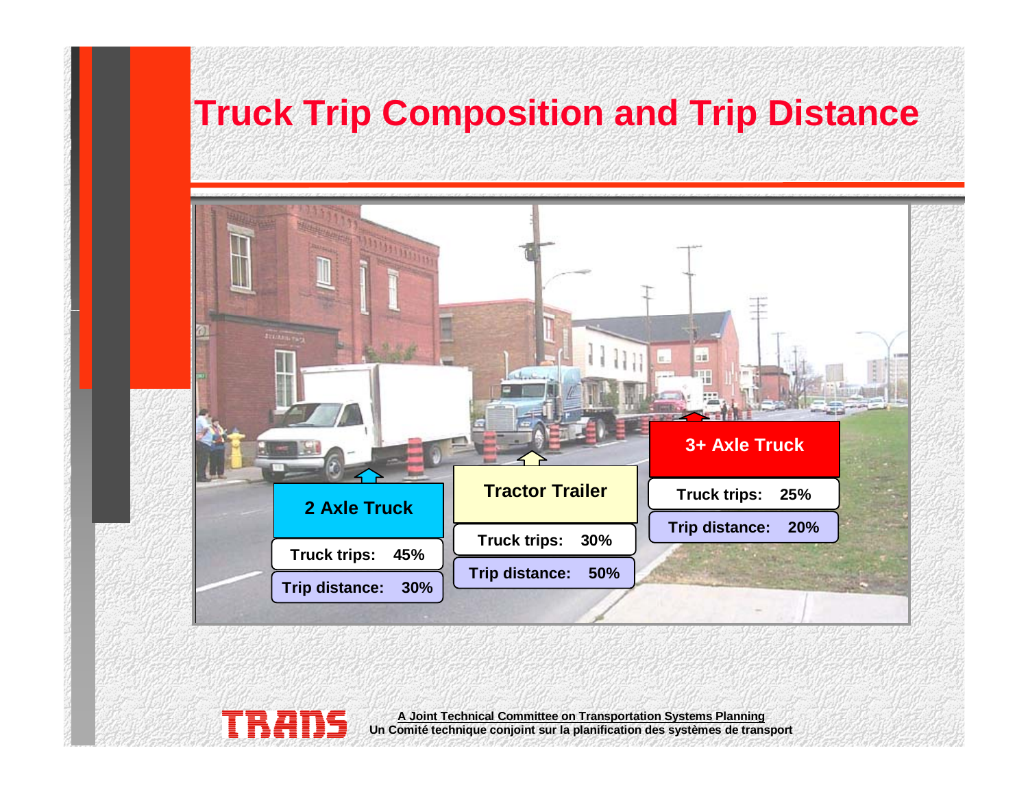# Truck Trip Composition and Trip Distance

| | 2 Axle Truck | Tractor Trailer | 3+ Axle Truck |
|---|---|---|---|
| Truck trips: | 45% | 30% | 25% |
| Trip distance: | 30% | 50% | 20% |

A Joint Technical Committee on Transportation Systems Planning
Un Comité technique conjoint sur la planification des systèmes de transport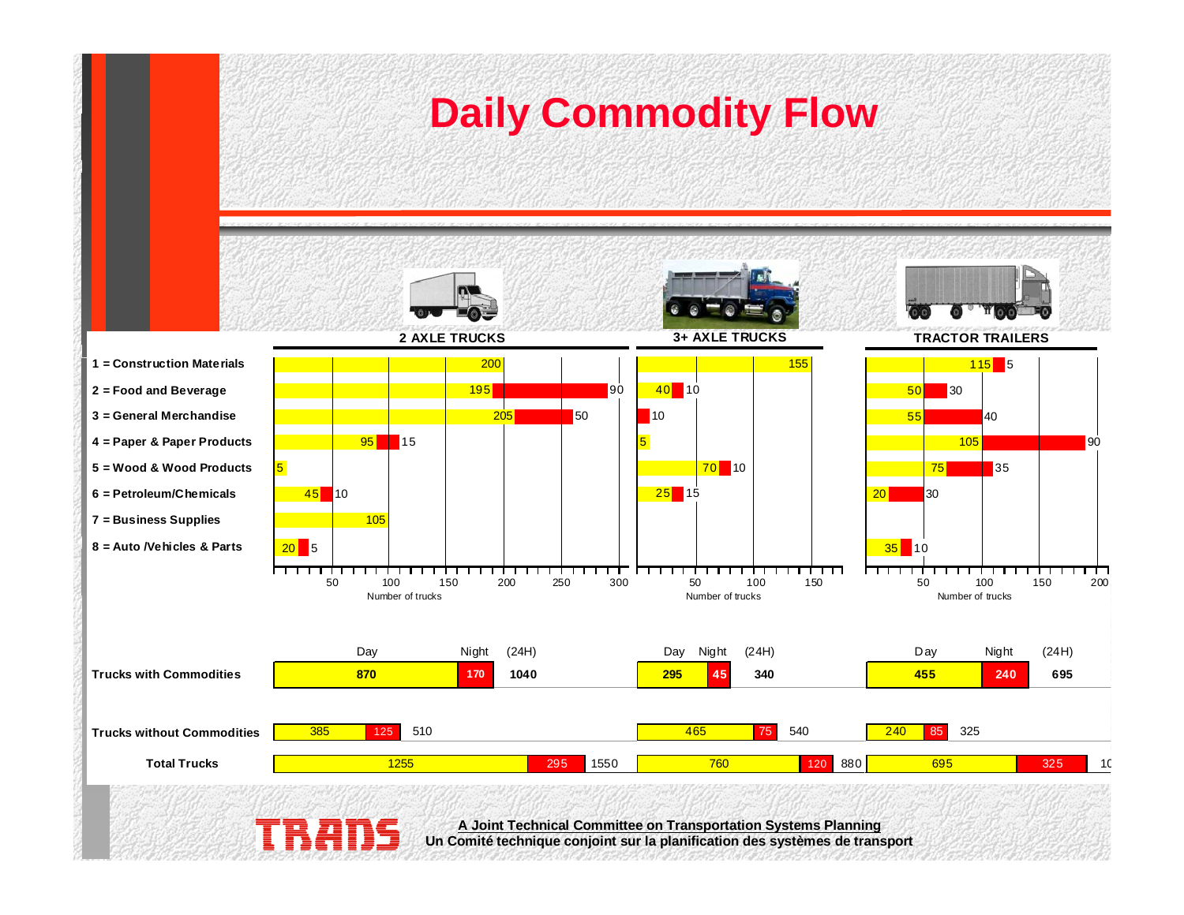# Daily Commodity Flow

| Commodity | 2 AXLE TRUCKS Day | 2 AXLE TRUCKS Night | 3+ AXLE TRUCKS Day | 3+ AXLE TRUCKS Night | TRACTOR TRAILERS Day | TRACTOR TRAILERS Night |
|---|---|---|---|---|---|---|
| 1 = Construction Materials | 200 | | 155 | | 115 | 5 |
| 2 = Food and Beverage | 195 | 90 | 40 | 10 | 50 | 30 |
| 3 = General Merchandise | 205 | 50 | | 10 | 55 | 40 |
| 4 = Paper & Paper Products | 95 | 15 | 5 | | 105 | 90 |
| 5 = Wood & Wood Products | 5 | | 70 | 10 | 75 | 35 |
| 6 = Petroleum/Chemicals | 45 | 10 | 25 | 15 | 20 | 30 |
| 7 = Business Supplies | 105 | | | | | |
| 8 = Auto /Vehicles & Parts | 20 | 5 | | | 35 | 10 |

Number of trucks

| | 2 AXLE TRUCKS Day | Night | (24H) | 3+ AXLE TRUCKS Day | Night | (24H) | TRACTOR TRAILERS Day | Night | (24H) |
|---|---|---|---|---|---|---|---|---|---|
| Trucks with Commodities | 870 | 170 | 1040 | 295 | 45 | 340 | 455 | 240 | 695 |
| Trucks without Commodities | 385 | 125 | 510 | 465 | 75 | 540 | 240 | 85 | 325 |
| Total Trucks | 1255 | 295 | 1550 | 760 | 120 | 880 | 695 | 325 | 10 |

TRANS

A Joint Technical Committee on Transportation Systems Planning
Un Comité technique conjoint sur la planification des systèmes de transport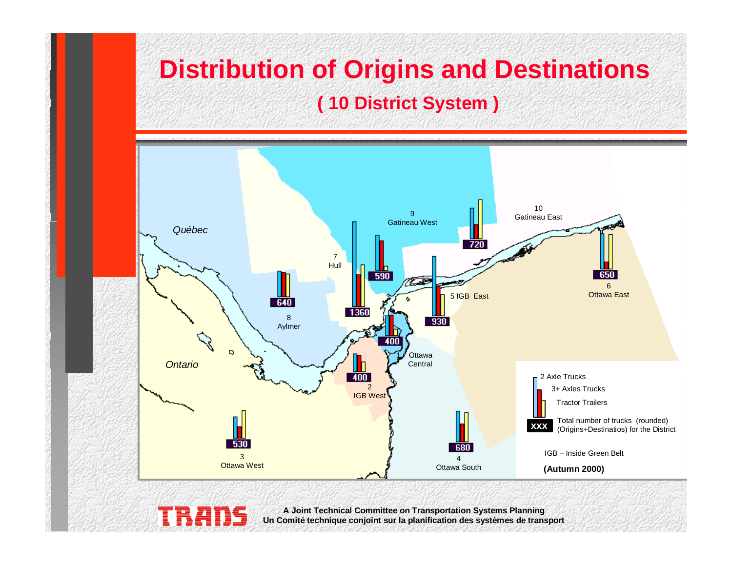# Distribution of Origins and Destinations

## ( 10 District System )

| District | Name | Total number of trucks (rounded) |
| --- | --- | --- |
| 1 | Ottawa Central | 400 |
| 2 | IGB West | 400 |
| 3 | Ottawa West | 530 |
| 4 | Ottawa South | 680 |
| 5 | IGB East | 930 |
| 6 | Ottawa East | 650 |
| 7 | Hull | 1360 |
| 8 | Aylmer | 640 |
| 9 | Gatineau West | 590 |
| 10 | Gatineau East | 720 |

Québec

Ontario

Legend:
- 2 Axle Trucks
- 3+ Axles Trucks
- Tractor Trailers
- XXX – Total number of trucks (rounded) (Origins+Destinatios) for the District

IGB – Inside Green Belt

**(Autumn 2000)**

**A Joint Technical Committee on Transportation Systems Planning**
**Un Comité technique conjoint sur la planification des systèmes de transport**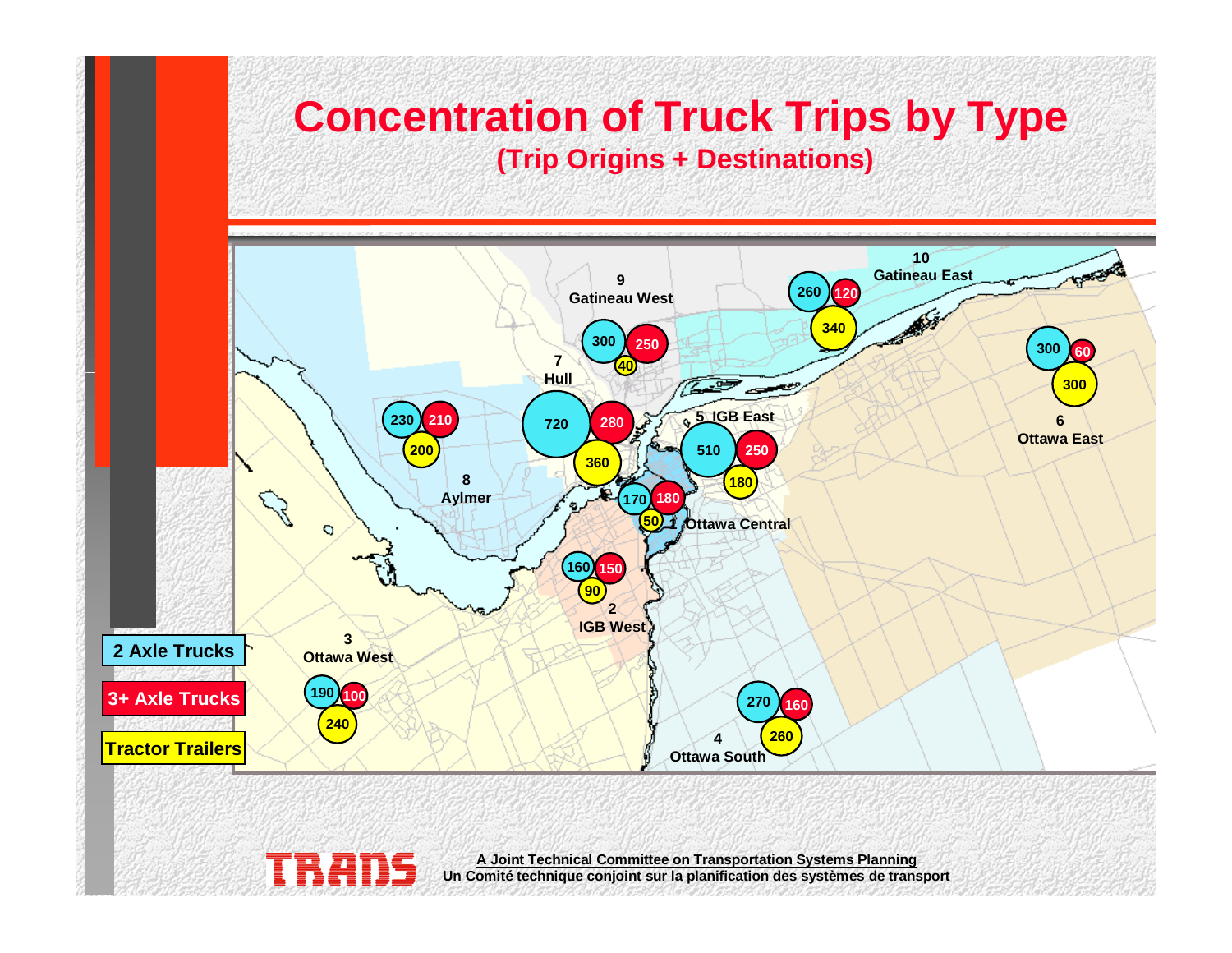# Concentration of Truck Trips by Type

## (Trip Origins + Destinations)

| Zone | 2 Axle Trucks | 3+ Axle Trucks | Tractor Trailers |
|---|---|---|---|
| 1 Ottawa Central | 170 | 180 | 50 |
| 2 IGB West | 160 | 150 | 90 |
| 3 Ottawa West | 190 | 100 | 240 |
| 4 Ottawa South | 270 | 160 | 260 |
| 5 IGB East | 510 | 250 | 180 |
| 6 Ottawa East | 300 | 60 | 300 |
| 7 Hull | 720 | 280 | 360 |
| 8 Aylmer | 230 | 210 | 200 |
| 9 Gatineau West | 300 | 250 | 40 |
| 10 Gatineau East | 260 | 120 | 340 |

TRANS

A Joint Technical Committee on Transportation Systems Planning
Un Comité technique conjoint sur la planification des systèmes de transport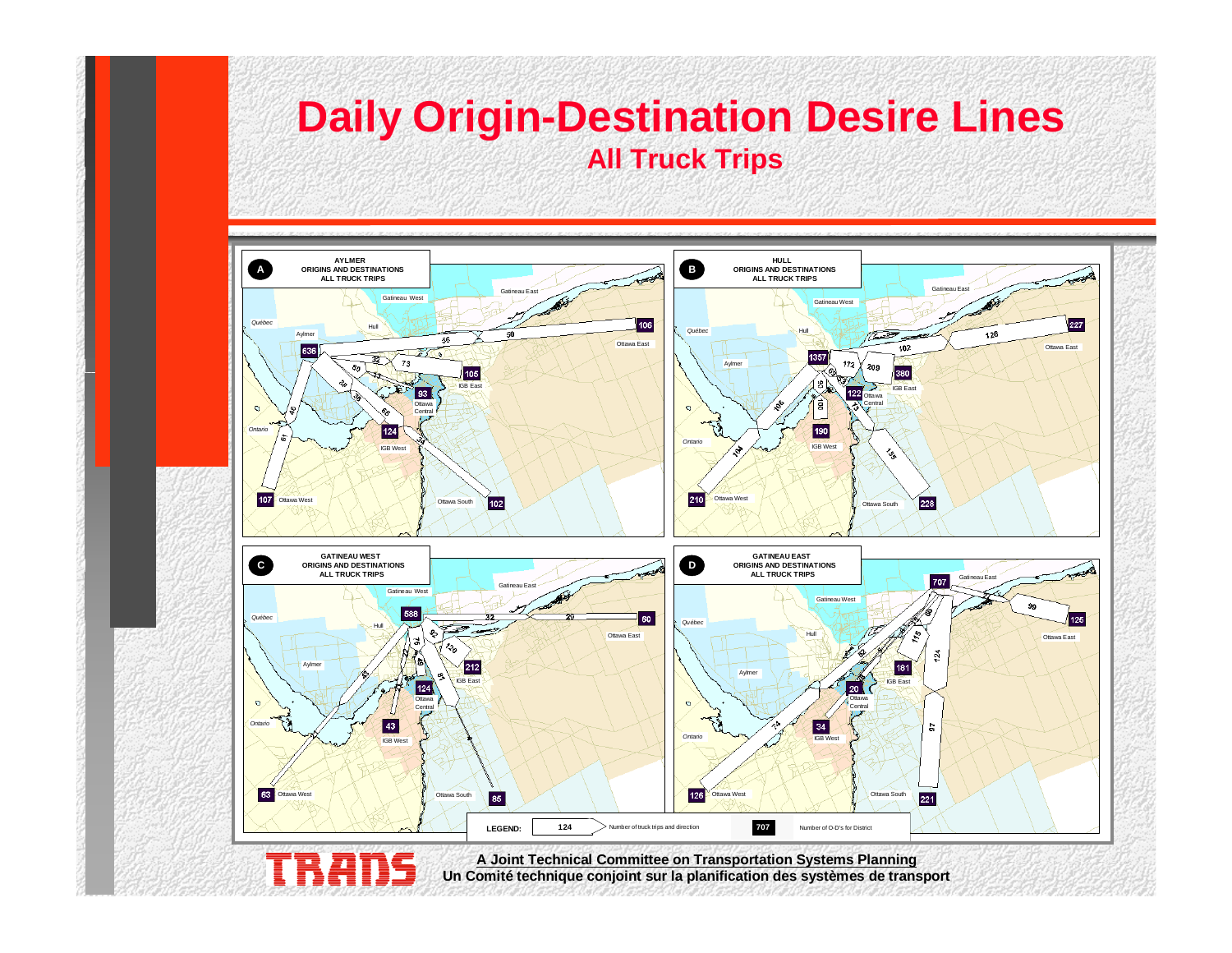# Daily Origin-Destination Desire Lines

## All Truck Trips

**A** — AYLMER ORIGINS AND DESTINATIONS ALL TRUCK TRIPS

**B** — HULL ORIGINS AND DESTINATIONS ALL TRUCK TRIPS

**C** — GATINEAU WEST ORIGINS AND DESTINATIONS ALL TRUCK TRIPS

**D** — GATINEAU EAST ORIGINS AND DESTINATIONS ALL TRUCK TRIPS

LEGEND: 124 Number of truck trips and direction; 707 Number of O-D's for District

TRANS

A Joint Technical Committee on Transportation Systems Planning

**Un Comité technique conjoint sur la planification des systèmes de transport**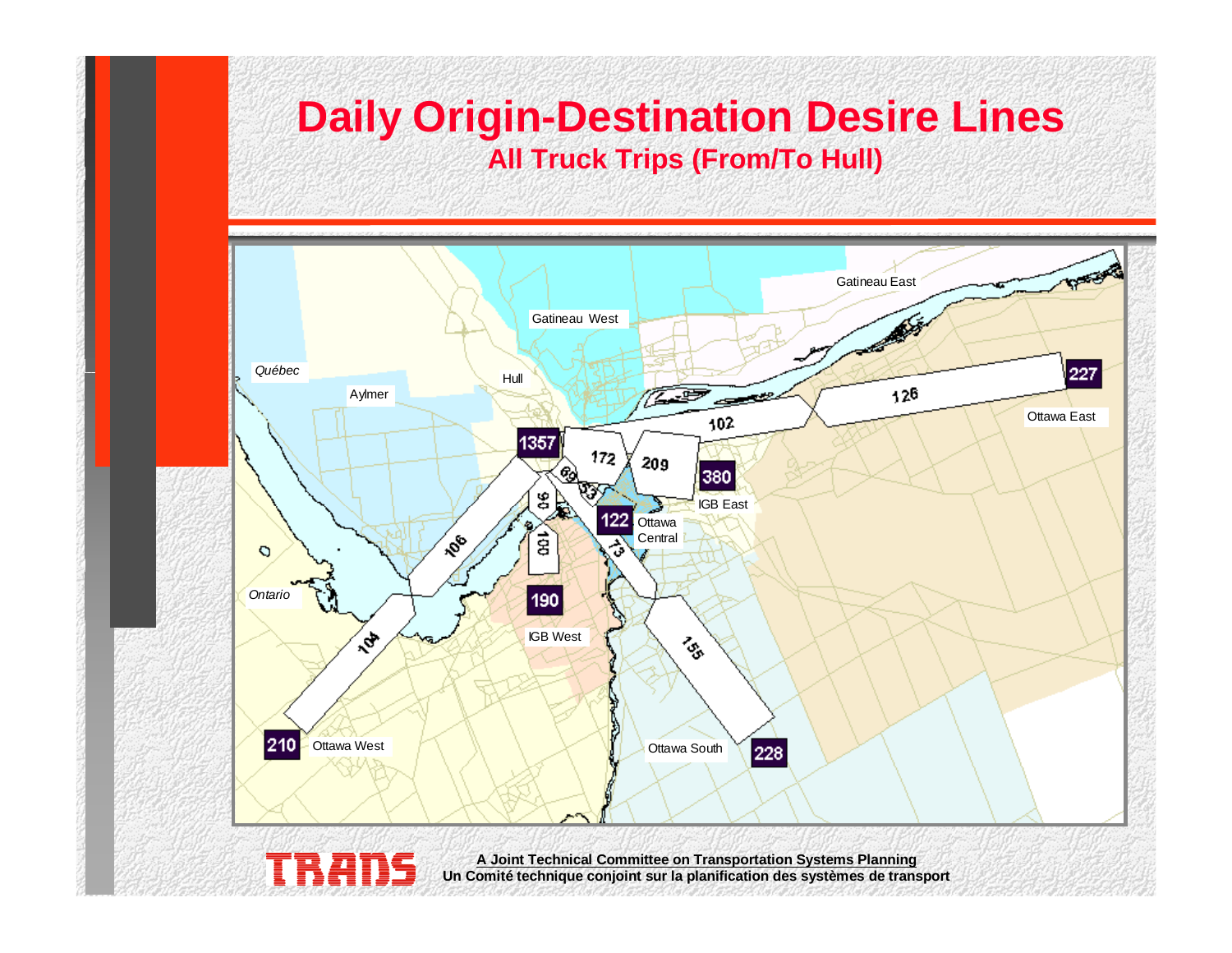# Daily Origin-Destination Desire Lines

## All Truck Trips (From/To Hull)

Gatineau East

Gatineau West

Québec

Hull

Aylmer

227

126

Ottawa East

102

1357

172

209

380

69

53

IGB East

90

122 Ottawa Central

106

100

73

Ontario

190

IGB West

104

155

210 Ottawa West

Ottawa South

228

**TRANS**

**A Joint Technical Committee on Transportation Systems Planning**
**Un Comité technique conjoint sur la planification des systèmes de transport**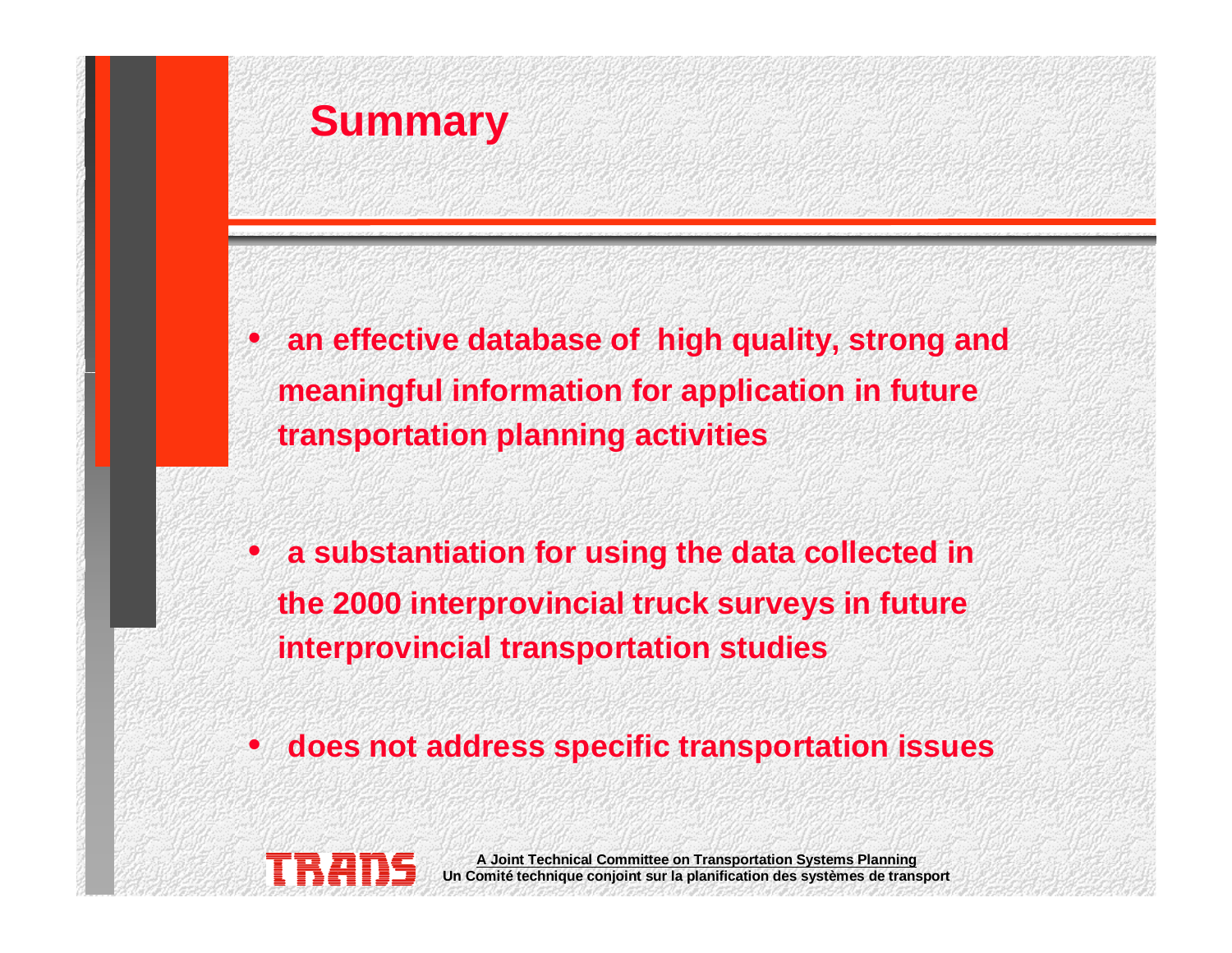# Summary

- an effective database of high quality, strong and meaningful information for application in future transportation planning activities

- a substantiation for using the data collected in the 2000 interprovincial truck surveys in future interprovincial transportation studies

- does not address specific transportation issues

TRANS

A Joint Technical Committee on Transportation Systems Planning
Un Comité technique conjoint sur la planification des systèmes de transport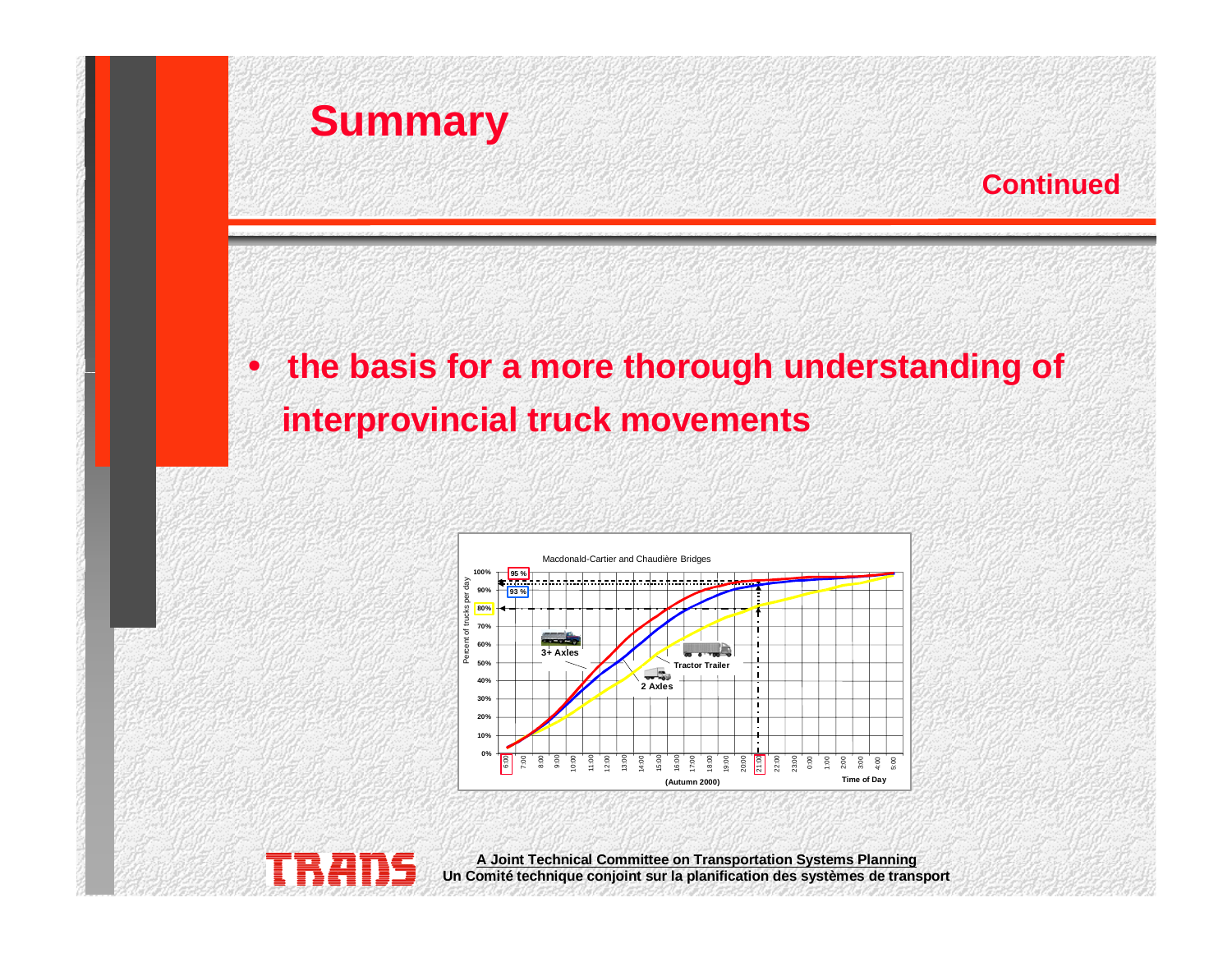# Summary

Continued

- the basis for a more thorough understanding of interprovincial truck movements

Macdonald-Cartier and Chaudière Bridges

(Autumn 2000)

A Joint Technical Committee on Transportation Systems Planning
Un Comité technique conjoint sur la planification des systèmes de transport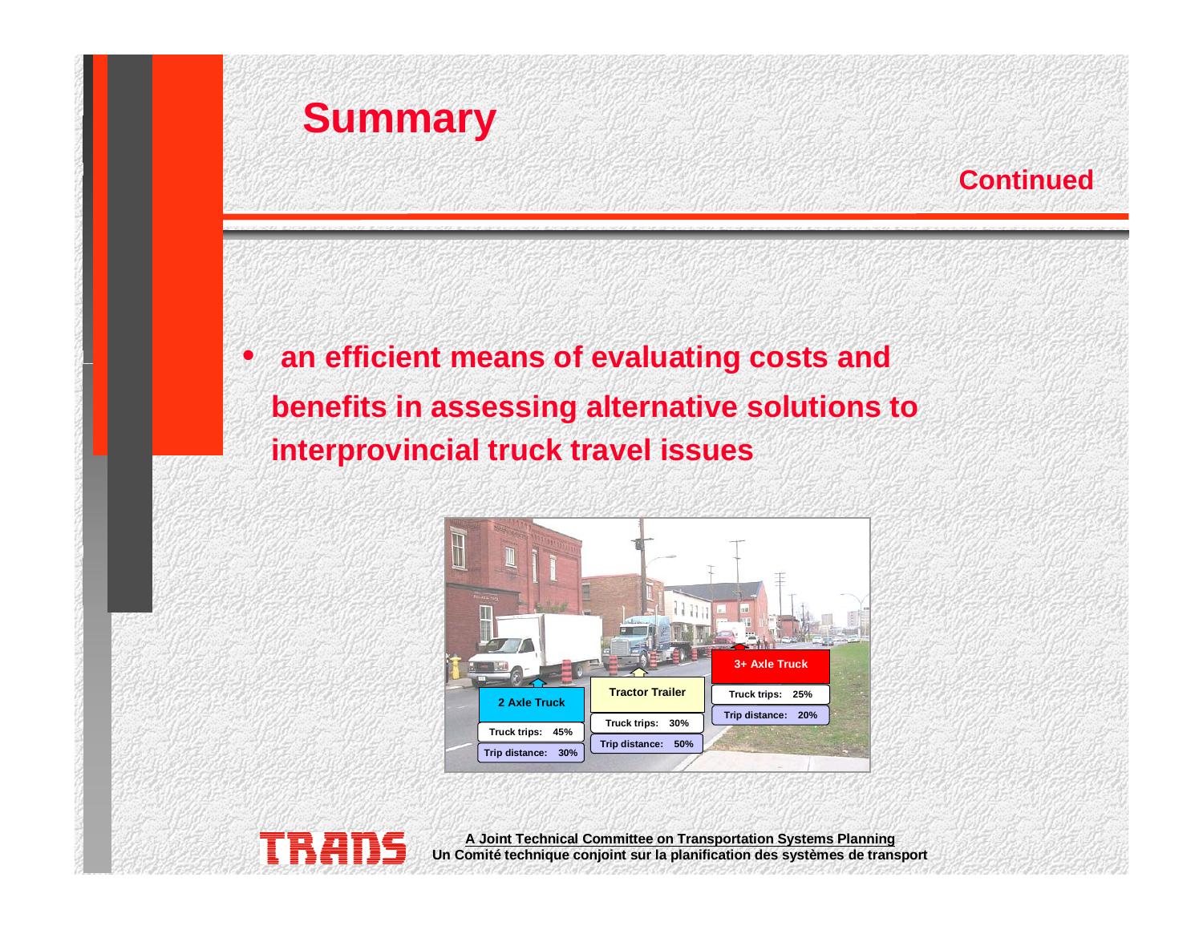# Summary

**Continued**

- **an efficient means of evaluating costs and benefits in assessing alternative solutions to interprovincial truck travel issues**

| | 2 Axle Truck | Tractor Trailer | 3+ Axle Truck |
|---|---|---|---|
| Truck trips | 45% | 30% | 25% |
| Trip distance | 30% | 50% | 20% |

A Joint Technical Committee on Transportation Systems Planning
Un Comité technique conjoint sur la planification des systèmes de transport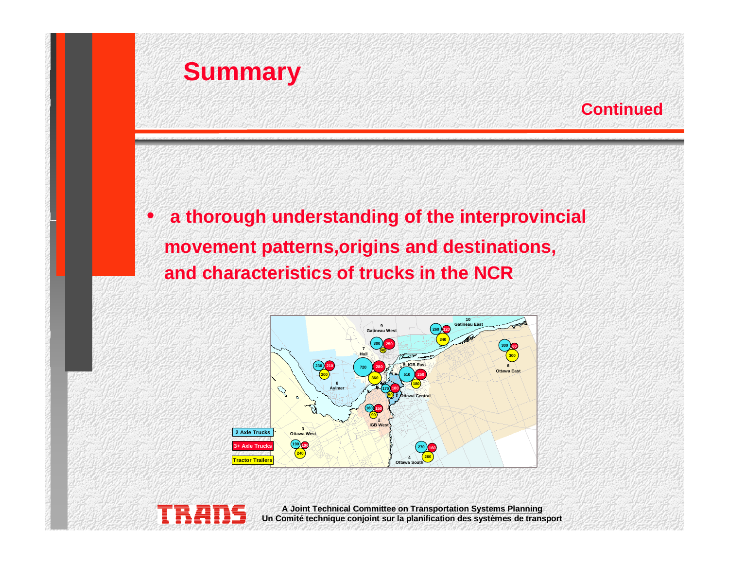# Summary

**Continued**

- **a thorough understanding of the interprovincial movement patterns,origins and destinations, and characteristics of trucks in the NCR**

A Joint Technical Committee on Transportation Systems Planning
Un Comité technique conjoint sur la planification des systèmes de transport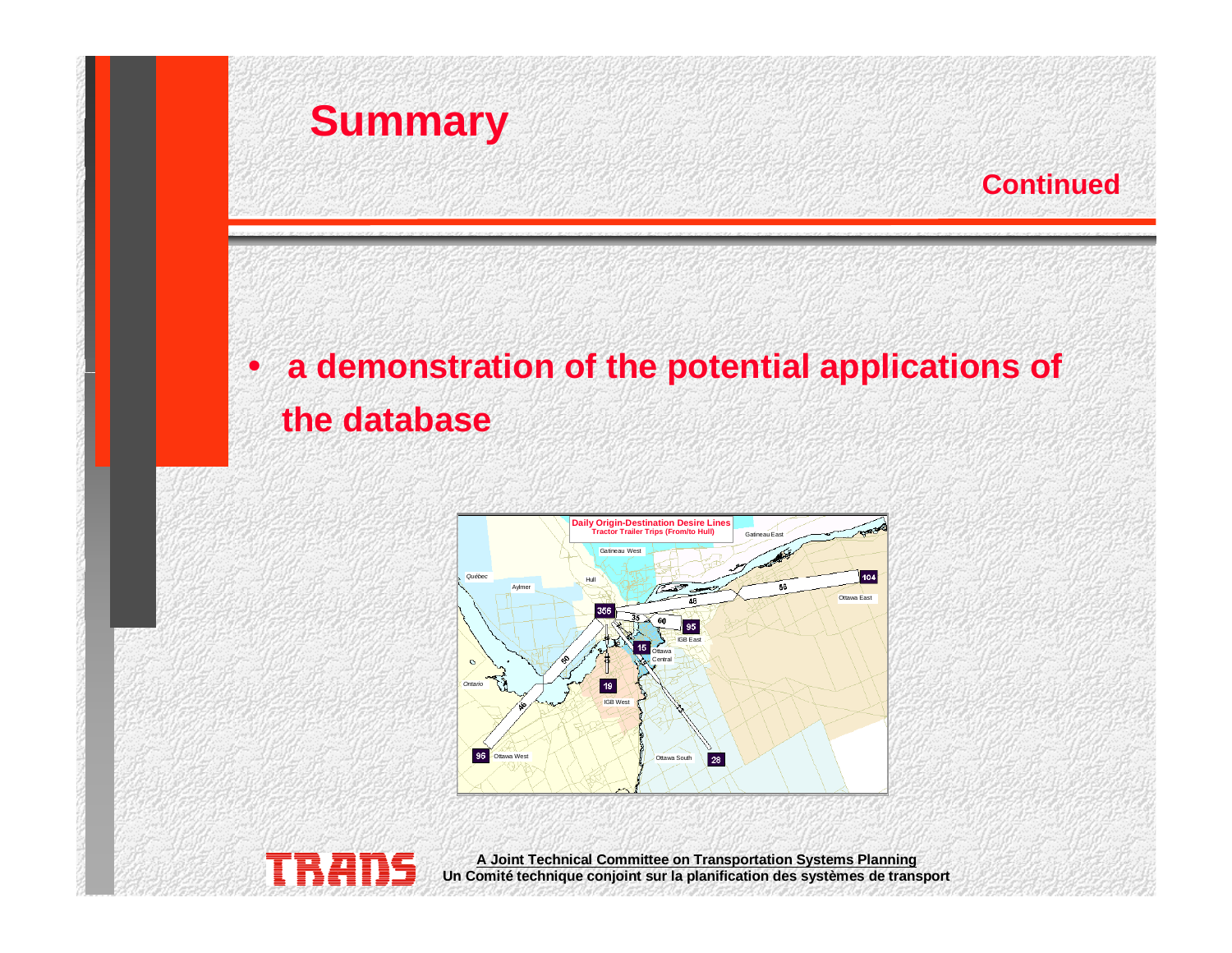# Summary

**Continued**

- **a demonstration of the potential applications of the database**

Daily Origin-Destination Desire Lines
Tractor Trailer Trips (From/to Hull)

Gatineau East
Gatineau West
Québec
Aylmer
Hull
Ottawa East
IGB East
Ottawa Central
Ontario
IGB West
Ottawa West
Ottawa South

356
104
95
15
19
96
28
35
60
48
56
50
46

**A Joint Technical Committee on Transportation Systems Planning**
**Un Comité technique conjoint sur la planification des systèmes de transport**